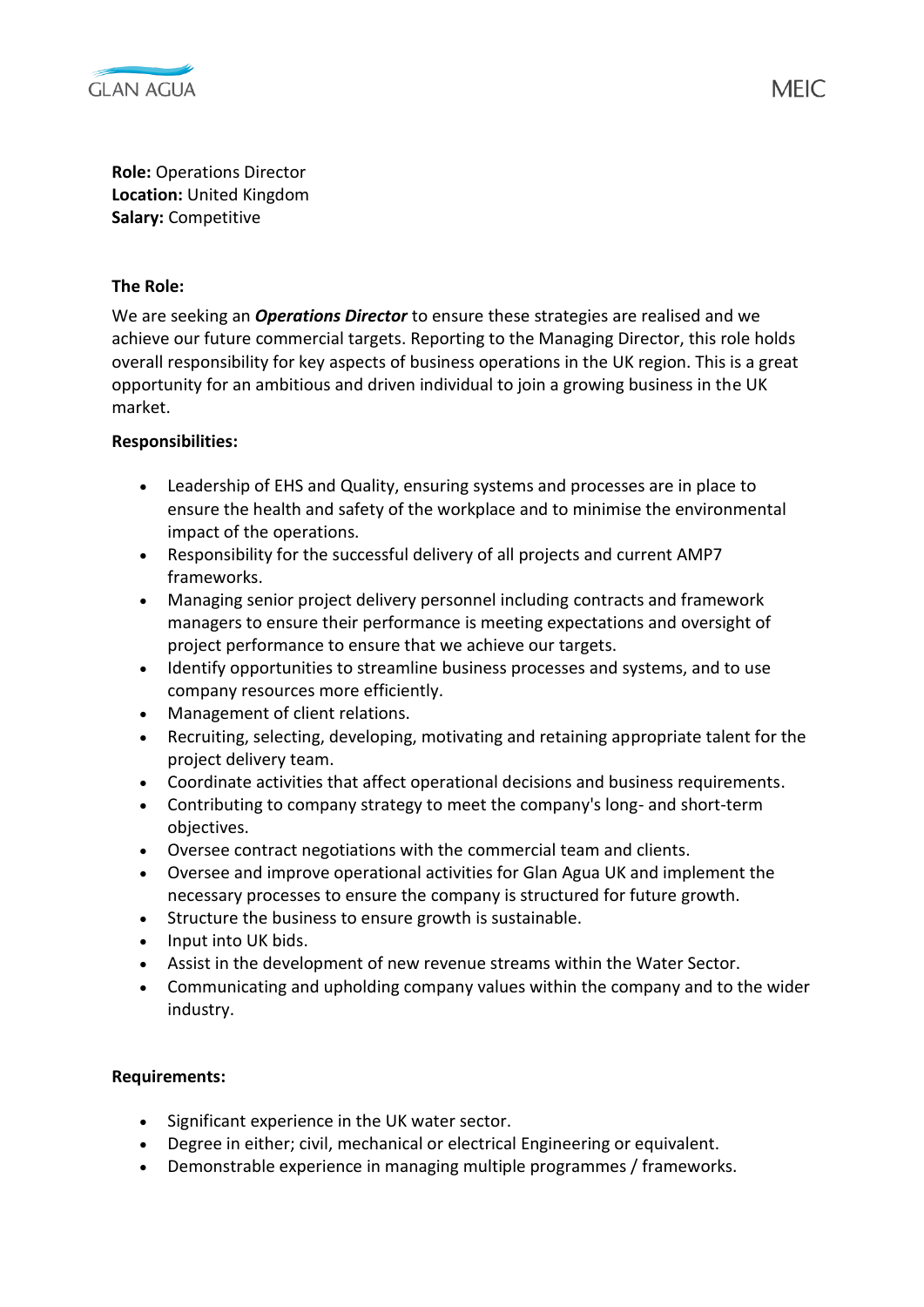**Role:** Operations Director
**Location:** United Kingdom
**Salary:** Competitive

**The Role:**

We are seeking an ***Operations Director*** to ensure these strategies are realised and we achieve our future commercial targets. Reporting to the Managing Director, this role holds overall responsibility for key aspects of business operations in the UK region. This is a great opportunity for an ambitious and driven individual to join a growing business in the UK market.

**Responsibilities:**

- Leadership of EHS and Quality, ensuring systems and processes are in place to ensure the health and safety of the workplace and to minimise the environmental impact of the operations.
- Responsibility for the successful delivery of all projects and current AMP7 frameworks.
- Managing senior project delivery personnel including contracts and framework managers to ensure their performance is meeting expectations and oversight of project performance to ensure that we achieve our targets.
- Identify opportunities to streamline business processes and systems, and to use company resources more efficiently.
- Management of client relations.
- Recruiting, selecting, developing, motivating and retaining appropriate talent for the project delivery team.
- Coordinate activities that affect operational decisions and business requirements.
- Contributing to company strategy to meet the company's long- and short-term objectives.
- Oversee contract negotiations with the commercial team and clients.
- Oversee and improve operational activities for Glan Agua UK and implement the necessary processes to ensure the company is structured for future growth.
- Structure the business to ensure growth is sustainable.
- Input into UK bids.
- Assist in the development of new revenue streams within the Water Sector.
- Communicating and upholding company values within the company and to the wider industry.

**Requirements:**

- Significant experience in the UK water sector.
- Degree in either; civil, mechanical or electrical Engineering or equivalent.
- Demonstrable experience in managing multiple programmes / frameworks.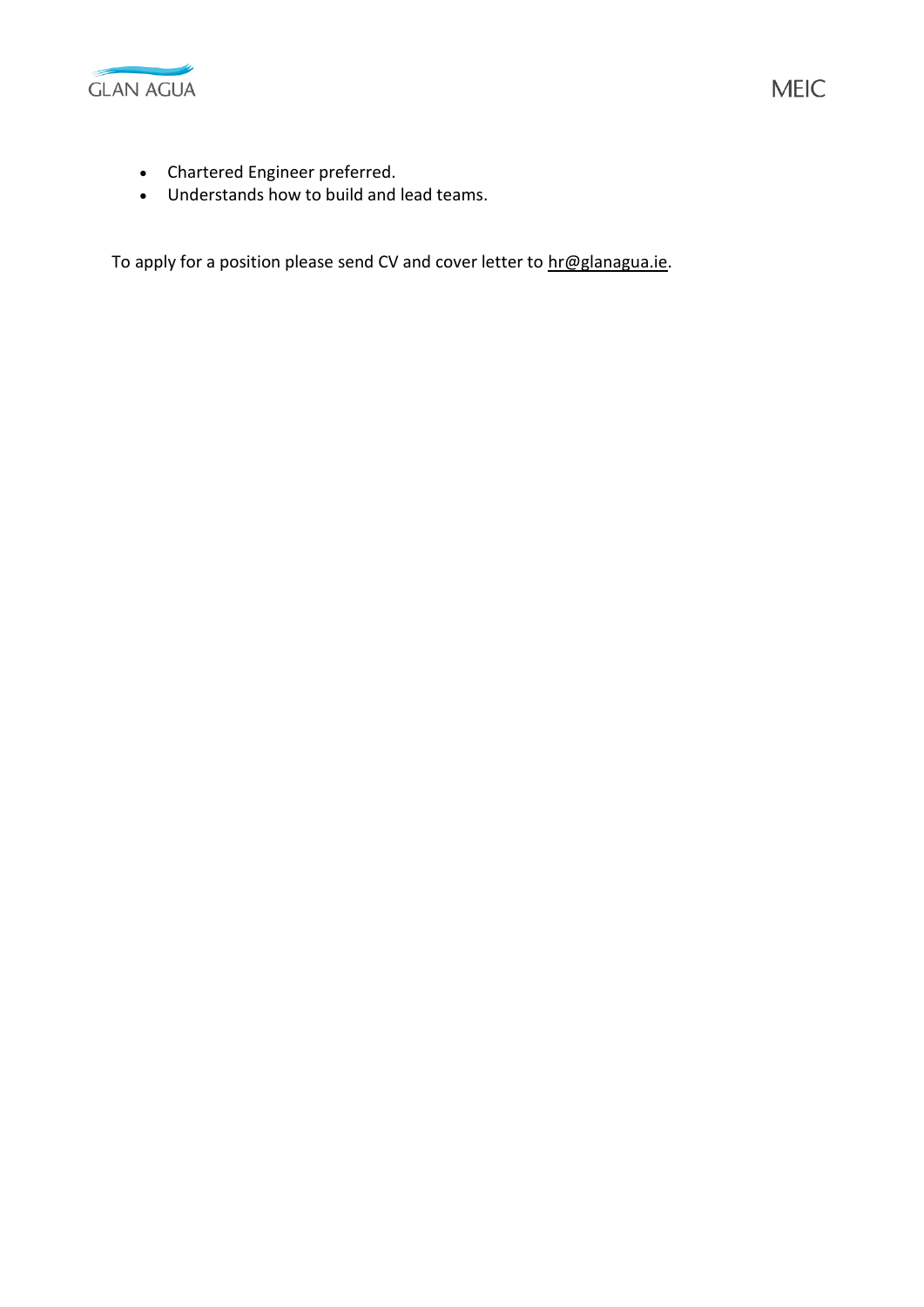- Chartered Engineer preferred.
- Understands how to build and lead teams.

To apply for a position please send CV and cover letter to hr@glanagua.ie.